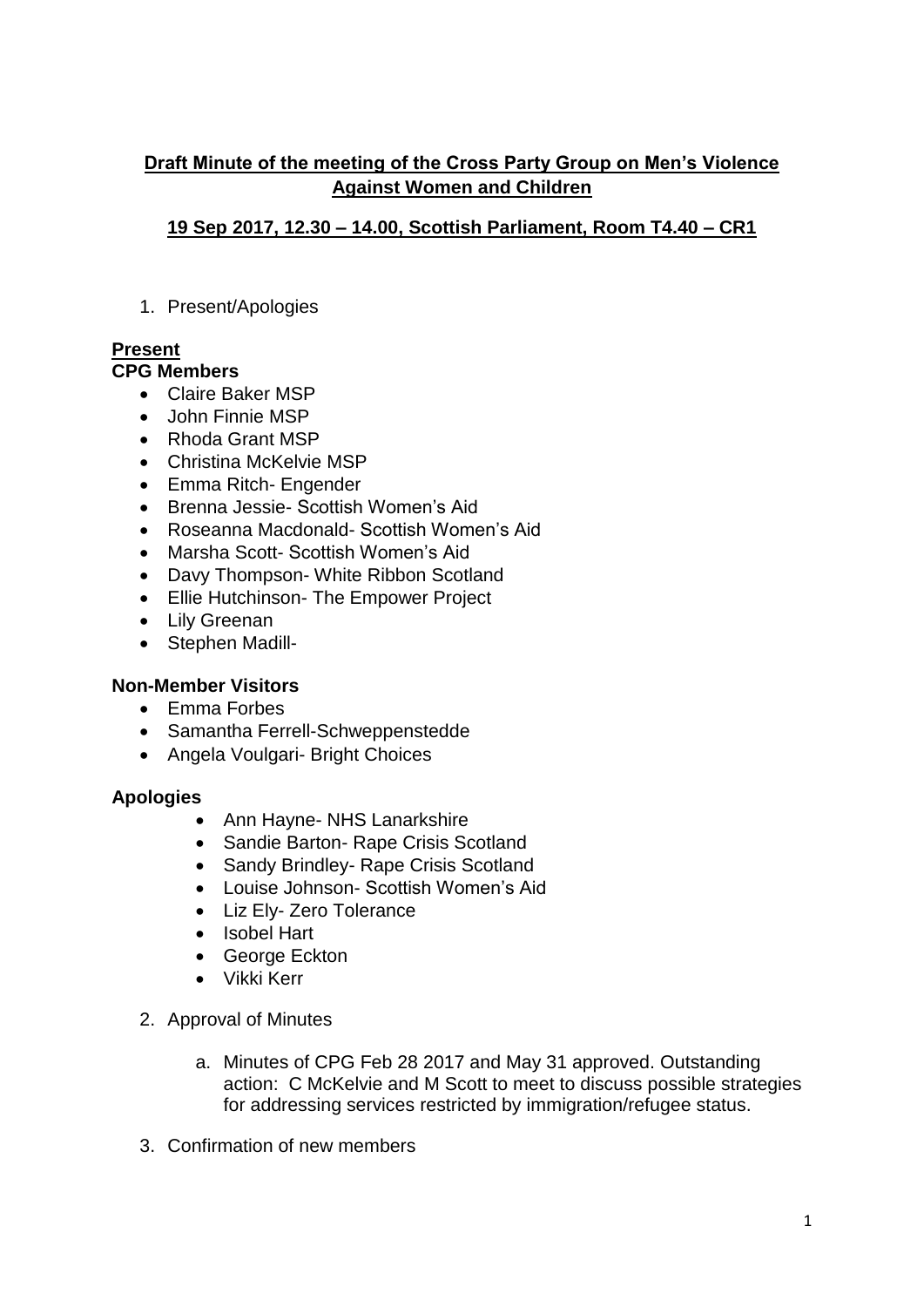**Draft Minute of the meeting of the Cross Party Group on Men's Violence Against Women and Children**

**19 Sep 2017, 12.30 – 14.00, Scottish Parliament, Room T4.40 – CR1**

1. Present/Apologies

**Present**

**CPG Members**

- Claire Baker MSP
- John Finnie MSP
- Rhoda Grant MSP
- Christina McKelvie MSP
- Emma Ritch- Engender
- Brenna Jessie- Scottish Women's Aid
- Roseanna Macdonald- Scottish Women's Aid
- Marsha Scott- Scottish Women's Aid
- Davy Thompson- White Ribbon Scotland
- Ellie Hutchinson- The Empower Project
- Lily Greenan
- Stephen Madill-

**Non-Member Visitors**

- Emma Forbes
- Samantha Ferrell-Schweppenstedde
- Angela Voulgari- Bright Choices

**Apologies**

- Ann Hayne- NHS Lanarkshire
- Sandie Barton- Rape Crisis Scotland
- Sandy Brindley- Rape Crisis Scotland
- Louise Johnson- Scottish Women's Aid
- Liz Ely- Zero Tolerance
- Isobel Hart
- George Eckton
- Vikki Kerr

2. Approval of Minutes

   a. Minutes of CPG Feb 28 2017 and May 31 approved. Outstanding action: C McKelvie and M Scott to meet to discuss possible strategies for addressing services restricted by immigration/refugee status.

3. Confirmation of new members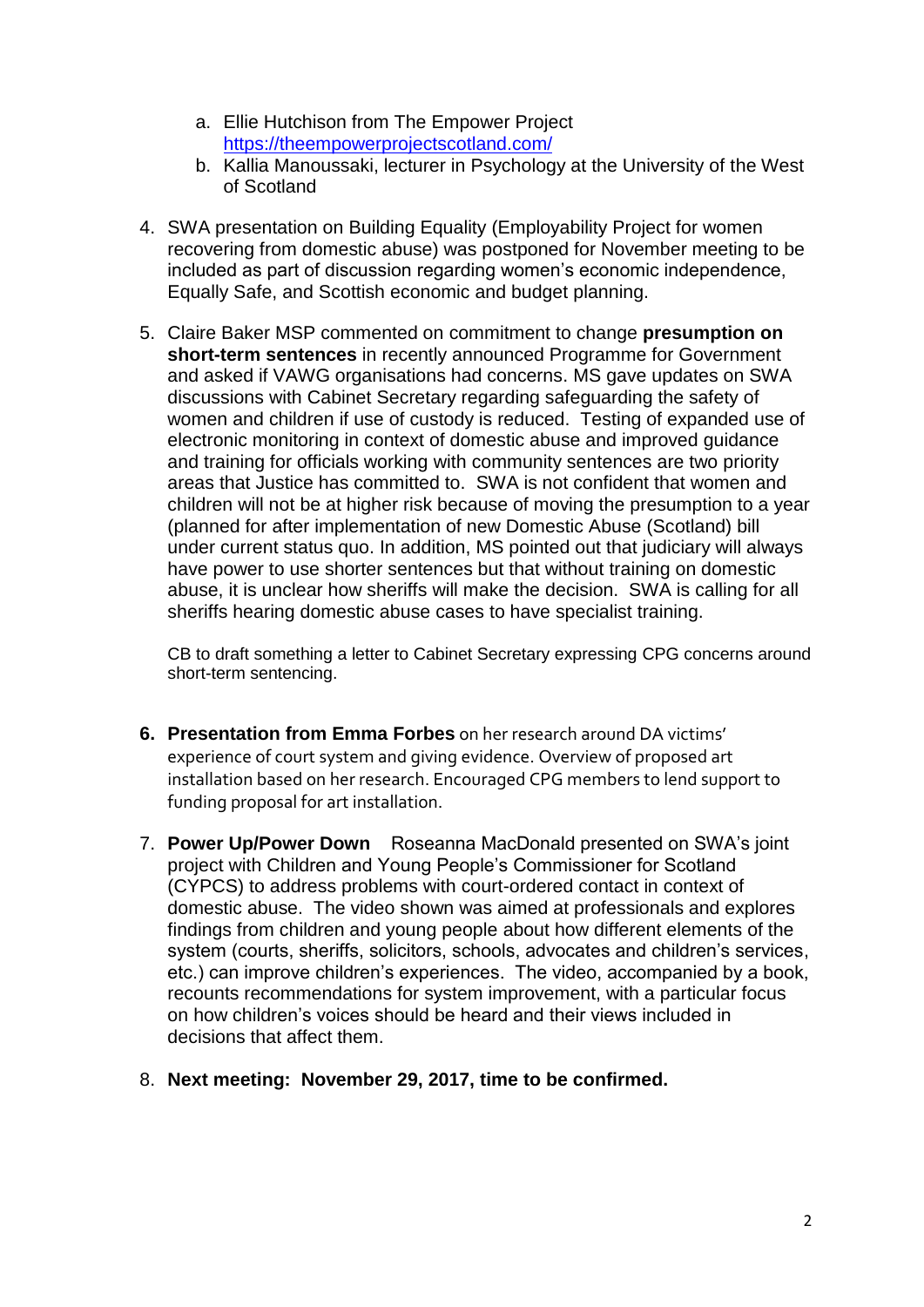a. Ellie Hutchison from The Empower Project https://theempowerprojectscotland.com/
   b. Kallia Manoussaki, lecturer in Psychology at the University of the West of Scotland

4. SWA presentation on Building Equality (Employability Project for women recovering from domestic abuse) was postponed for November meeting to be included as part of discussion regarding women's economic independence, Equally Safe, and Scottish economic and budget planning.

5. Claire Baker MSP commented on commitment to change **presumption on short-term sentences** in recently announced Programme for Government and asked if VAWG organisations had concerns. MS gave updates on SWA discussions with Cabinet Secretary regarding safeguarding the safety of women and children if use of custody is reduced. Testing of expanded use of electronic monitoring in context of domestic abuse and improved guidance and training for officials working with community sentences are two priority areas that Justice has committed to. SWA is not confident that women and children will not be at higher risk because of moving the presumption to a year (planned for after implementation of new Domestic Abuse (Scotland) bill under current status quo. In addition, MS pointed out that judiciary will always have power to use shorter sentences but that without training on domestic abuse, it is unclear how sheriffs will make the decision. SWA is calling for all sheriffs hearing domestic abuse cases to have specialist training.

   CB to draft something a letter to Cabinet Secretary expressing CPG concerns around short-term sentencing.

6. **Presentation from Emma Forbes** on her research around DA victims' experience of court system and giving evidence. Overview of proposed art installation based on her research. Encouraged CPG members to lend support to funding proposal for art installation.

7. **Power Up/Power Down** Roseanna MacDonald presented on SWA's joint project with Children and Young People's Commissioner for Scotland (CYPCS) to address problems with court-ordered contact in context of domestic abuse. The video shown was aimed at professionals and explores findings from children and young people about how different elements of the system (courts, sheriffs, solicitors, schools, advocates and children's services, etc.) can improve children's experiences. The video, accompanied by a book, recounts recommendations for system improvement, with a particular focus on how children's voices should be heard and their views included in decisions that affect them.

8. **Next meeting: November 29, 2017, time to be confirmed.**